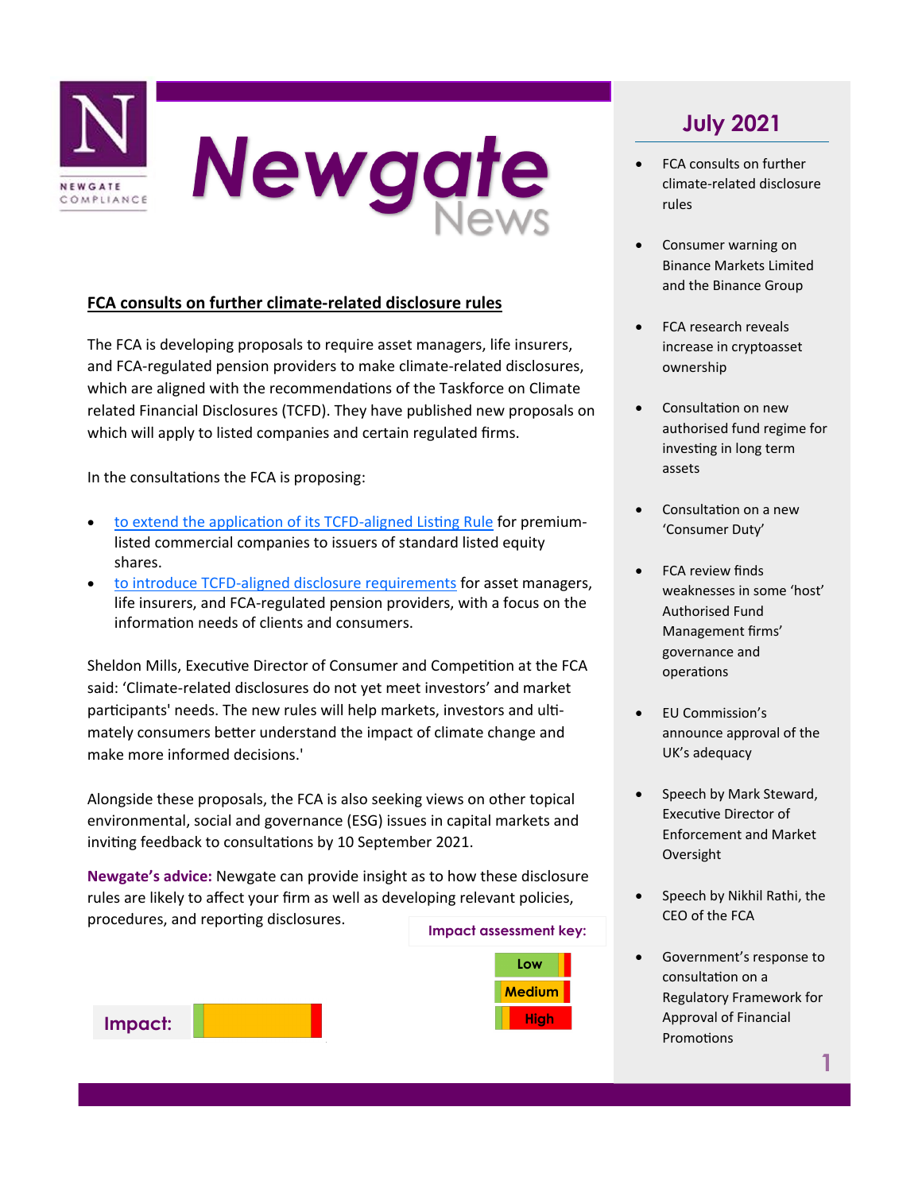# Newgate News

NEWGATE COMPLIANCE

## July 2021

- FCA consults on further climate-related disclosure rules
- Consumer warning on Binance Markets Limited and the Binance Group
- FCA research reveals increase in cryptoasset ownership
- Consultation on new authorised fund regime for investing in long term assets
- Consultation on a new 'Consumer Duty'
- FCA review finds weaknesses in some 'host' Authorised Fund Management firms' governance and operations
- EU Commission's announce approval of the UK's adequacy
- Speech by Mark Steward, Executive Director of Enforcement and Market Oversight
- Speech by Nikhil Rathi, the CEO of the FCA
- Government's response to consultation on a Regulatory Framework for Approval of Financial Promotions

## FCA consults on further climate-related disclosure rules

The FCA is developing proposals to require asset managers, life insurers, and FCA-regulated pension providers to make climate-related disclosures, which are aligned with the recommendations of the Taskforce on Climate related Financial Disclosures (TCFD). They have published new proposals on which will apply to listed companies and certain regulated firms.

In the consultations the FCA is proposing:

- to extend the application of its TCFD-aligned Listing Rule for premium-listed commercial companies to issuers of standard listed equity shares.
- to introduce TCFD-aligned disclosure requirements for asset managers, life insurers, and FCA-regulated pension providers, with a focus on the information needs of clients and consumers.

Sheldon Mills, Executive Director of Consumer and Competition at the FCA said: 'Climate-related disclosures do not yet meet investors' and market participants' needs. The new rules will help markets, investors and ultimately consumers better understand the impact of climate change and make more informed decisions.'

Alongside these proposals, the FCA is also seeking views on other topical environmental, social and governance (ESG) issues in capital markets and inviting feedback to consultations by 10 September 2021.

**Newgate's advice:** Newgate can provide insight as to how these disclosure rules are likely to affect your firm as well as developing relevant policies, procedures, and reporting disclosures.

**Impact:** Medium

**Impact assessment key:**

- Low
- Medium
- High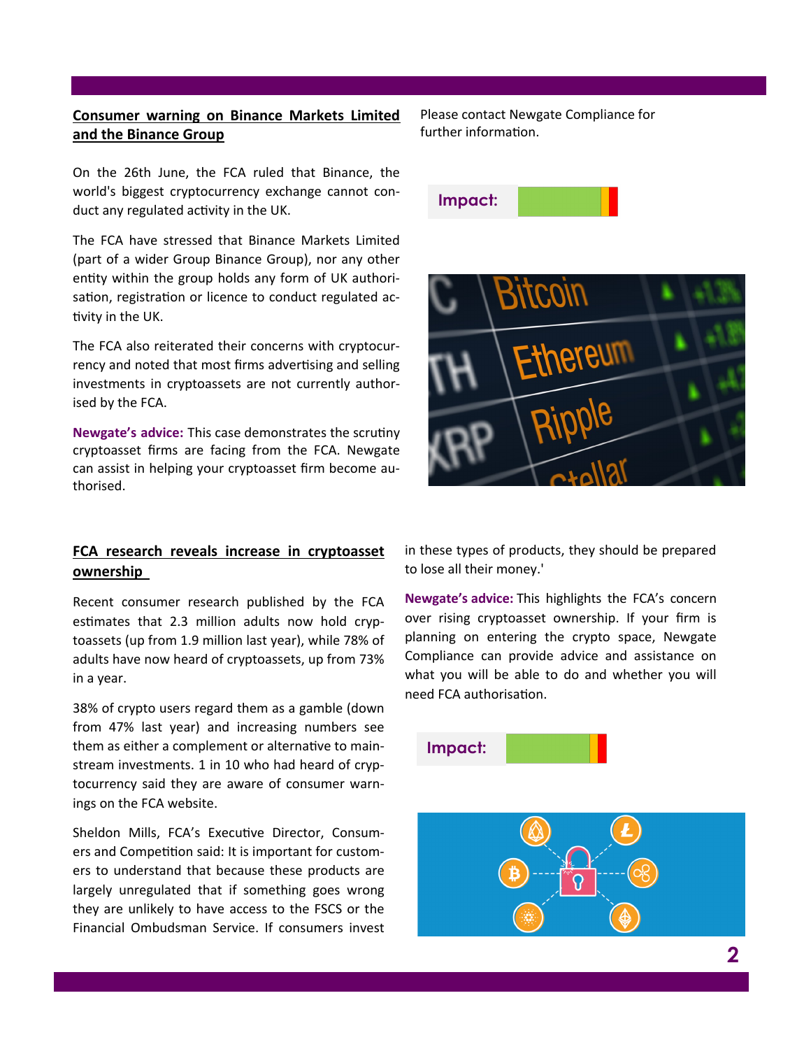## Consumer warning on Binance Markets Limited and the Binance Group

On the 26th June, the FCA ruled that Binance, the world's biggest cryptocurrency exchange cannot conduct any regulated activity in the UK.

The FCA have stressed that Binance Markets Limited (part of a wider Group Binance Group), nor any other entity within the group holds any form of UK authorisation, registration or licence to conduct regulated activity in the UK.

The FCA also reiterated their concerns with cryptocurrency and noted that most firms advertising and selling investments in cryptoassets are not currently authorised by the FCA.

**Newgate's advice:** This case demonstrates the scrutiny cryptoasset firms are facing from the FCA. Newgate can assist in helping your cryptoasset firm become authorised.

Please contact Newgate Compliance for further information.

**Impact:**

## FCA research reveals increase in cryptoasset ownership

Recent consumer research published by the FCA estimates that 2.3 million adults now hold cryptoassets (up from 1.9 million last year), while 78% of adults have now heard of cryptoassets, up from 73% in a year.

38% of crypto users regard them as a gamble (down from 47% last year) and increasing numbers see them as either a complement or alternative to mainstream investments. 1 in 10 who had heard of cryptocurrency said they are aware of consumer warnings on the FCA website.

Sheldon Mills, FCA's Executive Director, Consumers and Competition said: It is important for customers to understand that because these products are largely unregulated that if something goes wrong they are unlikely to have access to the FSCS or the Financial Ombudsman Service. If consumers invest in these types of products, they should be prepared to lose all their money.'

**Newgate's advice:** This highlights the FCA's concern over rising cryptoasset ownership. If your firm is planning on entering the crypto space, Newgate Compliance can provide advice and assistance on what you will be able to do and whether you will need FCA authorisation.

**Impact:**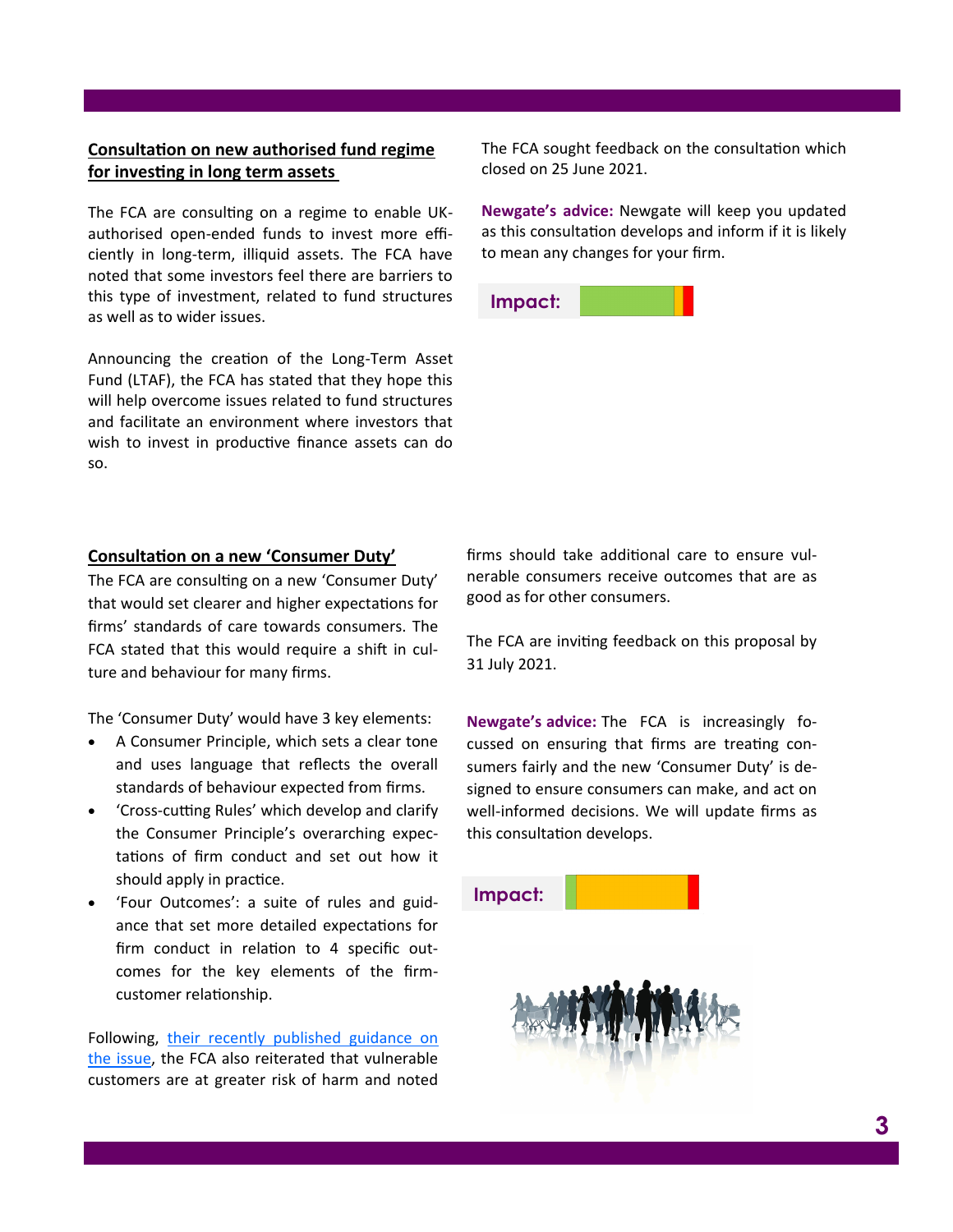## Consultation on new authorised fund regime for investing in long term assets

The FCA are consulting on a regime to enable UK-authorised open-ended funds to invest more efficiently in long-term, illiquid assets. The FCA have noted that some investors feel there are barriers to this type of investment, related to fund structures as well as to wider issues.

Announcing the creation of the Long-Term Asset Fund (LTAF), the FCA has stated that they hope this will help overcome issues related to fund structures and facilitate an environment where investors that wish to invest in productive finance assets can do so.

The FCA sought feedback on the consultation which closed on 25 June 2021.

**Newgate's advice:** Newgate will keep you updated as this consultation develops and inform if it is likely to mean any changes for your firm.

**Impact:**

## Consultation on a new 'Consumer Duty'

The FCA are consulting on a new 'Consumer Duty' that would set clearer and higher expectations for firms' standards of care towards consumers. The FCA stated that this would require a shift in culture and behaviour for many firms.

The 'Consumer Duty' would have 3 key elements:

- A Consumer Principle, which sets a clear tone and uses language that reflects the overall standards of behaviour expected from firms.
- 'Cross-cutting Rules' which develop and clarify the Consumer Principle's overarching expectations of firm conduct and set out how it should apply in practice.
- 'Four Outcomes': a suite of rules and guidance that set more detailed expectations for firm conduct in relation to 4 specific outcomes for the key elements of the firm-customer relationship.

Following, [their recently published guidance on the issue](), the FCA also reiterated that vulnerable customers are at greater risk of harm and noted firms should take additional care to ensure vulnerable consumers receive outcomes that are as good as for other consumers.

The FCA are inviting feedback on this proposal by 31 July 2021.

**Newgate's advice:** The FCA is increasingly focussed on ensuring that firms are treating consumers fairly and the new 'Consumer Duty' is designed to ensure consumers can make, and act on well-informed decisions. We will update firms as this consultation develops.

**Impact:**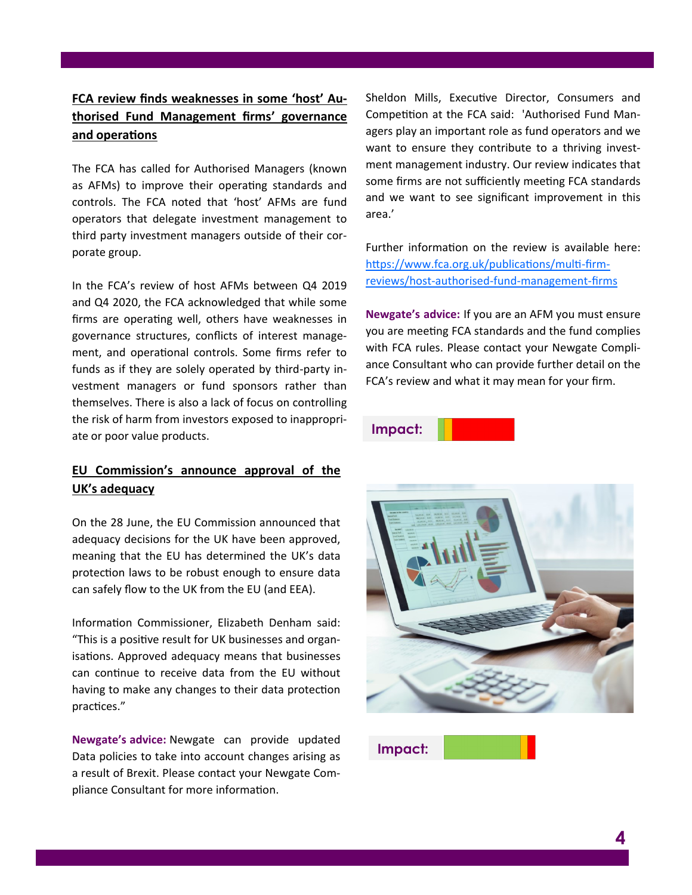## FCA review finds weaknesses in some 'host' Authorised Fund Management firms' governance and operations

The FCA has called for Authorised Managers (known as AFMs) to improve their operating standards and controls. The FCA noted that 'host' AFMs are fund operators that delegate investment management to third party investment managers outside of their corporate group.

In the FCA's review of host AFMs between Q4 2019 and Q4 2020, the FCA acknowledged that while some firms are operating well, others have weaknesses in governance structures, conflicts of interest management, and operational controls. Some firms refer to funds as if they are solely operated by third-party investment managers or fund sponsors rather than themselves. There is also a lack of focus on controlling the risk of harm from investors exposed to inappropriate or poor value products.

Sheldon Mills, Executive Director, Consumers and Competition at the FCA said: 'Authorised Fund Managers play an important role as fund operators and we want to ensure they contribute to a thriving investment management industry. Our review indicates that some firms are not sufficiently meeting FCA standards and we want to see significant improvement in this area.'

Further information on the review is available here: https://www.fca.org.uk/publications/multi-firm-reviews/host-authorised-fund-management-firms

**Newgate's advice:** If you are an AFM you must ensure you are meeting FCA standards and the fund complies with FCA rules. Please contact your Newgate Compliance Consultant who can provide further detail on the FCA's review and what it may mean for your firm.

**Impact:**

## EU Commission's announce approval of the UK's adequacy

On the 28 June, the EU Commission announced that adequacy decisions for the UK have been approved, meaning that the EU has determined the UK's data protection laws to be robust enough to ensure data can safely flow to the UK from the EU (and EEA).

Information Commissioner, Elizabeth Denham said: "This is a positive result for UK businesses and organisations. Approved adequacy means that businesses can continue to receive data from the EU without having to make any changes to their data protection practices."

**Newgate's advice:** Newgate can provide updated Data policies to take into account changes arising as a result of Brexit. Please contact your Newgate Compliance Consultant for more information.

**Impact:**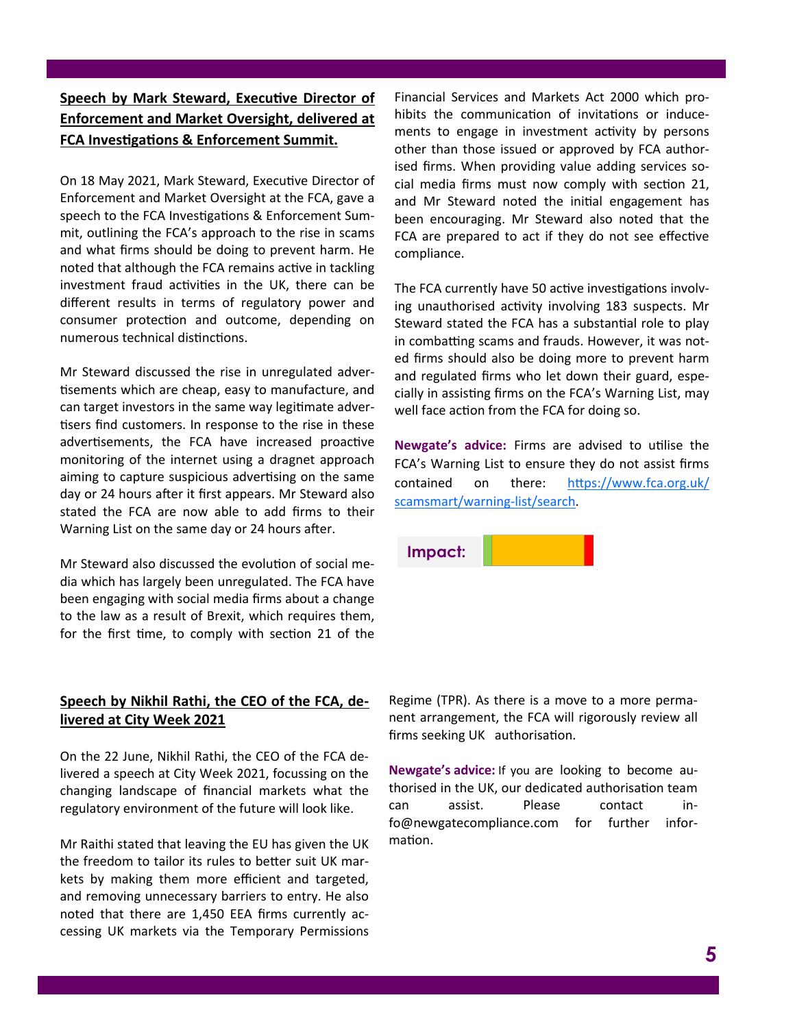## Speech by Mark Steward, Executive Director of Enforcement and Market Oversight, delivered at FCA Investigations & Enforcement Summit.

On 18 May 2021, Mark Steward, Executive Director of Enforcement and Market Oversight at the FCA, gave a speech to the FCA Investigations & Enforcement Summit, outlining the FCA's approach to the rise in scams and what firms should be doing to prevent harm. He noted that although the FCA remains active in tackling investment fraud activities in the UK, there can be different results in terms of regulatory power and consumer protection and outcome, depending on numerous technical distinctions.

Mr Steward discussed the rise in unregulated advertisements which are cheap, easy to manufacture, and can target investors in the same way legitimate advertisers find customers. In response to the rise in these advertisements, the FCA have increased proactive monitoring of the internet using a dragnet approach aiming to capture suspicious advertising on the same day or 24 hours after it first appears. Mr Steward also stated the FCA are now able to add firms to their Warning List on the same day or 24 hours after.

Mr Steward also discussed the evolution of social media which has largely been unregulated. The FCA have been engaging with social media firms about a change to the law as a result of Brexit, which requires them, for the first time, to comply with section 21 of the Financial Services and Markets Act 2000 which prohibits the communication of invitations or inducements to engage in investment activity by persons other than those issued or approved by FCA authorised firms. When providing value adding services social media firms must now comply with section 21, and Mr Steward noted the initial engagement has been encouraging. Mr Steward also noted that the FCA are prepared to act if they do not see effective compliance.

The FCA currently have 50 active investigations involving unauthorised activity involving 183 suspects. Mr Steward stated the FCA has a substantial role to play in combatting scams and frauds. However, it was noted firms should also be doing more to prevent harm and regulated firms who let down their guard, especially in assisting firms on the FCA's Warning List, may well face action from the FCA for doing so.

**Newgate's advice:** Firms are advised to utilise the FCA's Warning List to ensure they do not assist firms contained on there: https://www.fca.org.uk/scamsmart/warning-list/search.

**Impact:**

## Speech by Nikhil Rathi, the CEO of the FCA, delivered at City Week 2021

On the 22 June, Nikhil Rathi, the CEO of the FCA delivered a speech at City Week 2021, focussing on the changing landscape of financial markets what the regulatory environment of the future will look like.

Mr Raithi stated that leaving the EU has given the UK the freedom to tailor its rules to better suit UK markets by making them more efficient and targeted, and removing unnecessary barriers to entry. He also noted that there are 1,450 EEA firms currently accessing UK markets via the Temporary Permissions Regime (TPR). As there is a move to a more permanent arrangement, the FCA will rigorously review all firms seeking UK authorisation.

**Newgate's advice:** If you are looking to become authorised in the UK, our dedicated authorisation team can assist. Please contact info@newgatecompliance.com for further information.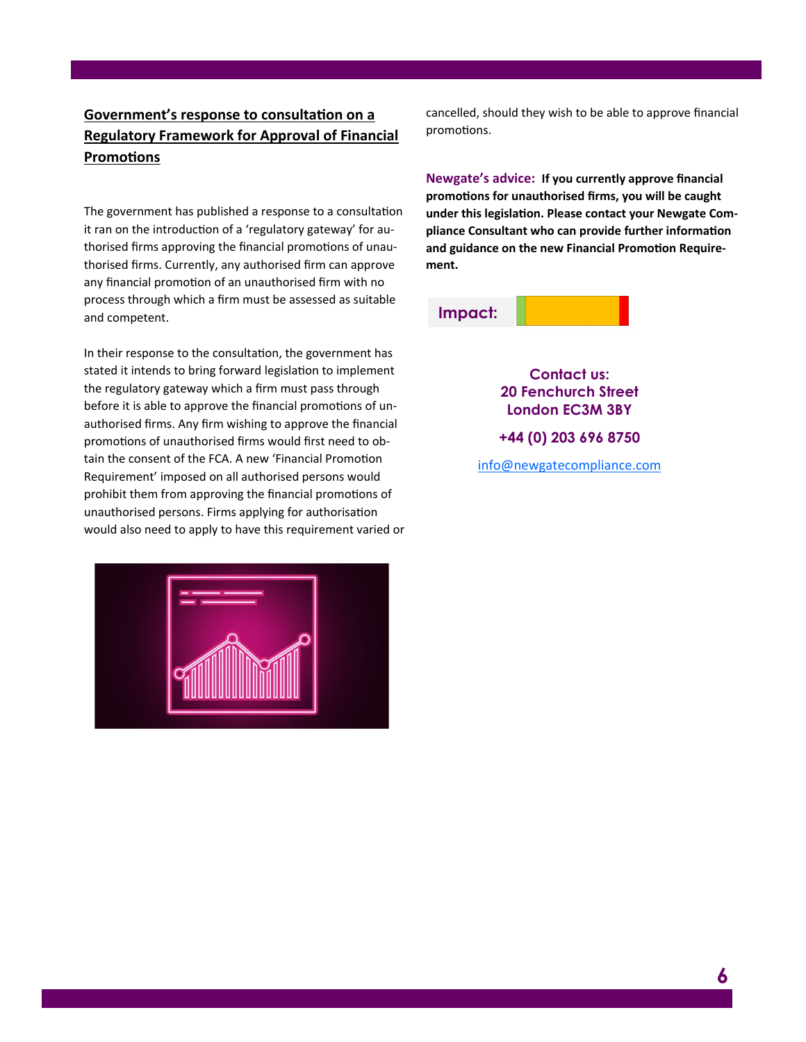## Government's response to consultation on a Regulatory Framework for Approval of Financial Promotions

The government has published a response to a consultation it ran on the introduction of a 'regulatory gateway' for authorised firms approving the financial promotions of unauthorised firms. Currently, any authorised firm can approve any financial promotion of an unauthorised firm with no process through which a firm must be assessed as suitable and competent.

In their response to the consultation, the government has stated it intends to bring forward legislation to implement the regulatory gateway which a firm must pass through before it is able to approve the financial promotions of unauthorised firms. Any firm wishing to approve the financial promotions of unauthorised firms would first need to obtain the consent of the FCA. A new 'Financial Promotion Requirement' imposed on all authorised persons would prohibit them from approving the financial promotions of unauthorised persons. Firms applying for authorisation would also need to apply to have this requirement varied or cancelled, should they wish to be able to approve financial promotions.

**Newgate's advice: If you currently approve financial promotions for unauthorised firms, you will be caught under this legislation. Please contact your Newgate Compliance Consultant who can provide further information and guidance on the new Financial Promotion Requirement.**

**Impact:**

**Contact us:**
**20 Fenchurch Street**
**London EC3M 3BY**

**+44 (0) 203 696 8750**

info@newgatecompliance.com